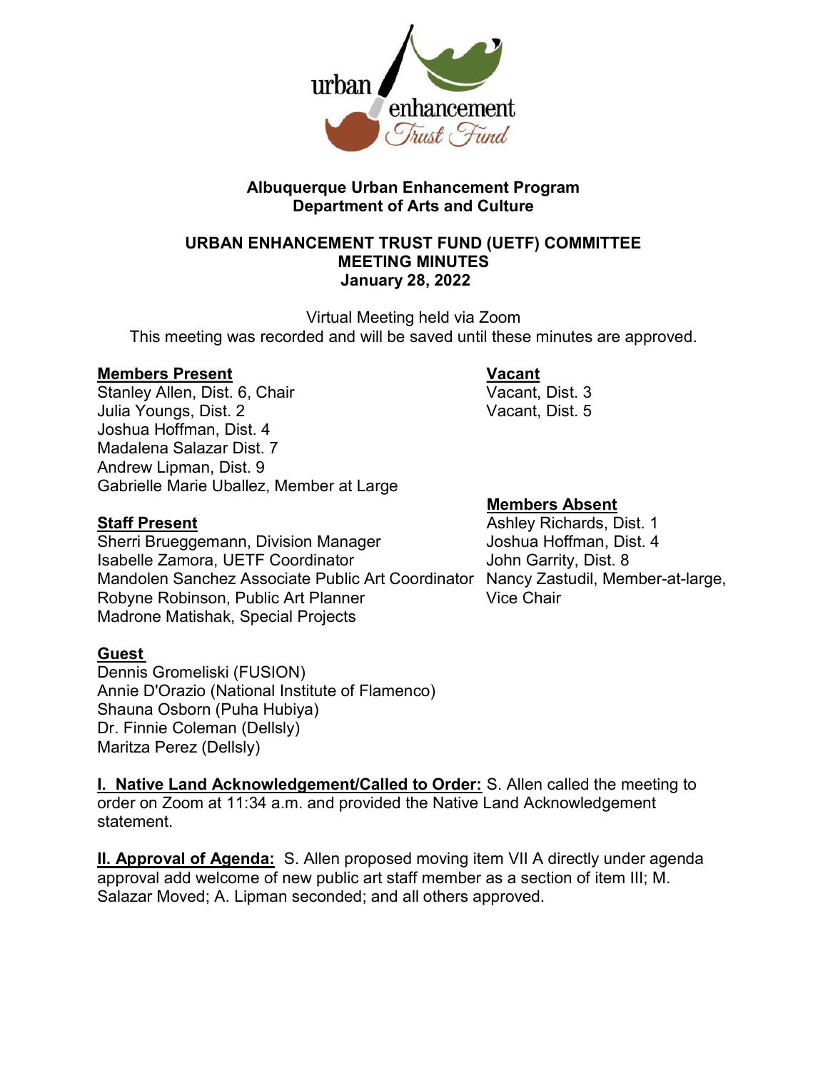# Albuquerque Urban Enhancement Program
## Department of Arts and Culture

### URBAN ENHANCEMENT TRUST FUND (UETF) COMMITTEE MEETING MINUTES
### January 28, 2022

Virtual Meeting held via Zoom
This meeting was recorded and will be saved until these minutes are approved.

**Members Present**
Stanley Allen, Dist. 6, Chair
Julia Youngs, Dist. 2
Joshua Hoffman, Dist. 4
Madalena Salazar Dist. 7
Andrew Lipman, Dist. 9
Gabrielle Marie Uballez, Member at Large

**Vacant**
Vacant, Dist. 3
Vacant, Dist. 5

**Members Absent**
Ashley Richards, Dist. 1
Joshua Hoffman, Dist. 4
John Garrity, Dist. 8
Nancy Zastudil, Member-at-large, Vice Chair

**Staff Present**
Sherri Brueggemann, Division Manager
Isabelle Zamora, UETF Coordinator
Mandolen Sanchez Associate Public Art Coordinator
Robyne Robinson, Public Art Planner
Madrone Matishak, Special Projects

**Guest**
Dennis Gromeliski (FUSION)
Annie D'Orazio (National Institute of Flamenco)
Shauna Osborn (Puha Hubiya)
Dr. Finnie Coleman (Dellsly)
Maritza Perez (Dellsly)

**I. Native Land Acknowledgement/Called to Order:** S. Allen called the meeting to order on Zoom at 11:34 a.m. and provided the Native Land Acknowledgement statement.

**II. Approval of Agenda:** S. Allen proposed moving item VII A directly under agenda approval add welcome of new public art staff member as a section of item III; M. Salazar Moved; A. Lipman seconded; and all others approved.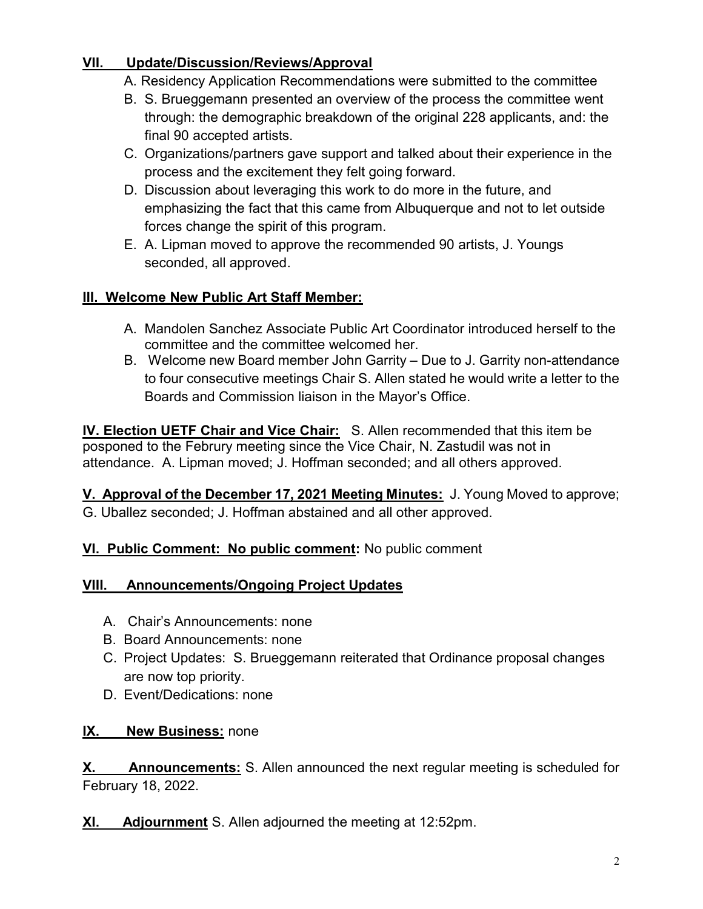**VII. Update/Discussion/Reviews/Approval**

A. Residency Application Recommendations were submitted to the committee

B. S. Brueggemann presented an overview of the process the committee went through: the demographic breakdown of the original 228 applicants, and: the final 90 accepted artists.

C. Organizations/partners gave support and talked about their experience in the process and the excitement they felt going forward.

D. Discussion about leveraging this work to do more in the future, and emphasizing the fact that this came from Albuquerque and not to let outside forces change the spirit of this program.

E. A. Lipman moved to approve the recommended 90 artists, J. Youngs seconded, all approved.

**III. Welcome New Public Art Staff Member:**

A. Mandolen Sanchez Associate Public Art Coordinator introduced herself to the committee and the committee welcomed her.

B. Welcome new Board member John Garrity – Due to J. Garrity non-attendance to four consecutive meetings Chair S. Allen stated he would write a letter to the Boards and Commission liaison in the Mayor's Office.

**IV. Election UETF Chair and Vice Chair:** S. Allen recommended that this item be posponed to the Februry meeting since the Vice Chair, N. Zastudil was not in attendance. A. Lipman moved; J. Hoffman seconded; and all others approved.

**V. Approval of the December 17, 2021 Meeting Minutes:** J. Young Moved to approve; G. Uballez seconded; J. Hoffman abstained and all other approved.

**VI. Public Comment: No public comment:** No public comment

**VIII. Announcements/Ongoing Project Updates**

A. Chair's Announcements: none

B. Board Announcements: none

C. Project Updates: S. Brueggemann reiterated that Ordinance proposal changes are now top priority.

D. Event/Dedications: none

**IX. New Business:** none

**X. Announcements:** S. Allen announced the next regular meeting is scheduled for February 18, 2022.

**XI. Adjournment** S. Allen adjourned the meeting at 12:52pm.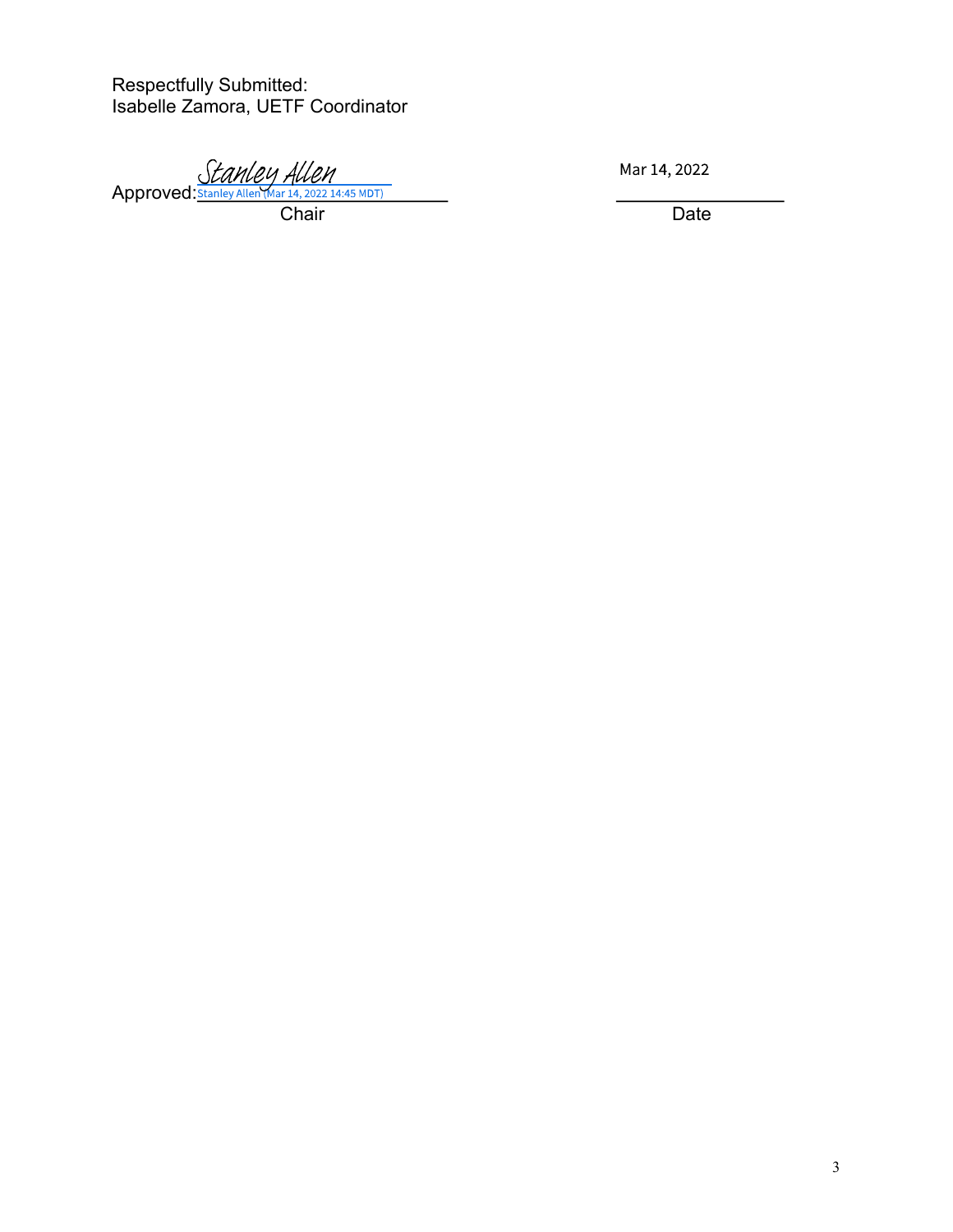Respectfully Submitted:
Isabelle Zamora, UETF Coordinator

Approved: Stanley Allen
Stanley Allen (Mar 14, 2022 14:45 MDT)
Chair

Mar 14, 2022
Date